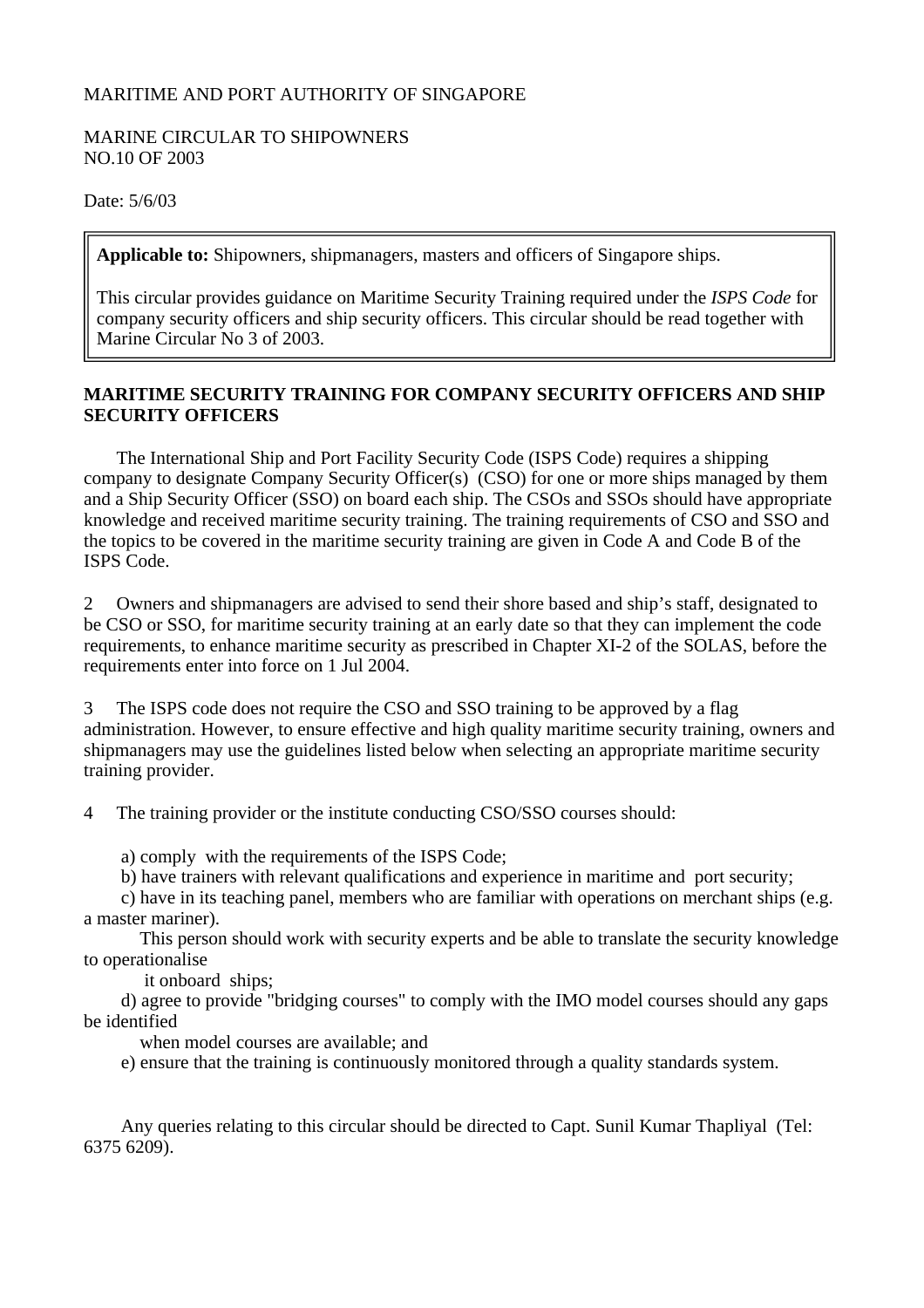MARITIME AND PORT AUTHORITY OF SINGAPORE

MARINE CIRCULAR TO SHIPOWNERS
NO.10 OF 2003

Date: 5/6/03

> **Applicable to:** Shipowners, shipmanagers, masters and officers of Singapore ships.
>
> This circular provides guidance on Maritime Security Training required under the *ISPS Code* for company security officers and ship security officers. This circular should be read together with Marine Circular No 3 of 2003.

**MARITIME SECURITY TRAINING FOR COMPANY SECURITY OFFICERS AND SHIP SECURITY OFFICERS**

The International Ship and Port Facility Security Code (ISPS Code) requires a shipping company to designate Company Security Officer(s) (CSO) for one or more ships managed by them and a Ship Security Officer (SSO) on board each ship. The CSOs and SSOs should have appropriate knowledge and received maritime security training. The training requirements of CSO and SSO and the topics to be covered in the maritime security training are given in Code A and Code B of the ISPS Code.

2 Owners and shipmanagers are advised to send their shore based and ship's staff, designated to be CSO or SSO, for maritime security training at an early date so that they can implement the code requirements, to enhance maritime security as prescribed in Chapter XI-2 of the SOLAS, before the requirements enter into force on 1 Jul 2004.

3 The ISPS code does not require the CSO and SSO training to be approved by a flag administration. However, to ensure effective and high quality maritime security training, owners and shipmanagers may use the guidelines listed below when selecting an appropriate maritime security training provider.

4 The training provider or the institute conducting CSO/SSO courses should:

a) comply with the requirements of the ISPS Code;
b) have trainers with relevant qualifications and experience in maritime and port security;
c) have in its teaching panel, members who are familiar with operations on merchant ships (e.g. a master mariner). This person should work with security experts and be able to translate the security knowledge to operationalise it onboard ships;
d) agree to provide "bridging courses" to comply with the IMO model courses should any gaps be identified when model courses are available; and
e) ensure that the training is continuously monitored through a quality standards system.

Any queries relating to this circular should be directed to Capt. Sunil Kumar Thapliyal (Tel: 6375 6209).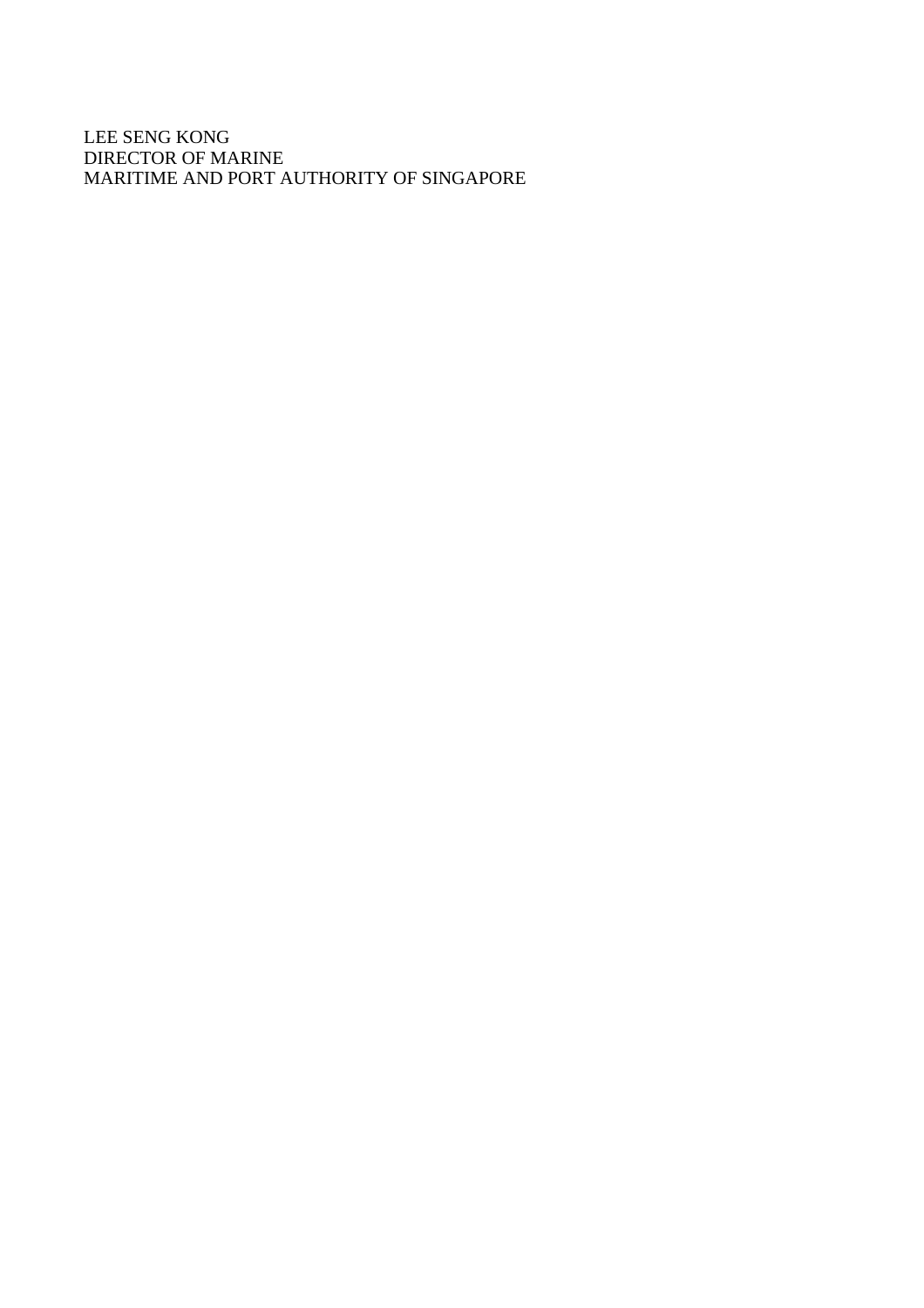LEE SENG KONG
DIRECTOR OF MARINE
MARITIME AND PORT AUTHORITY OF SINGAPORE